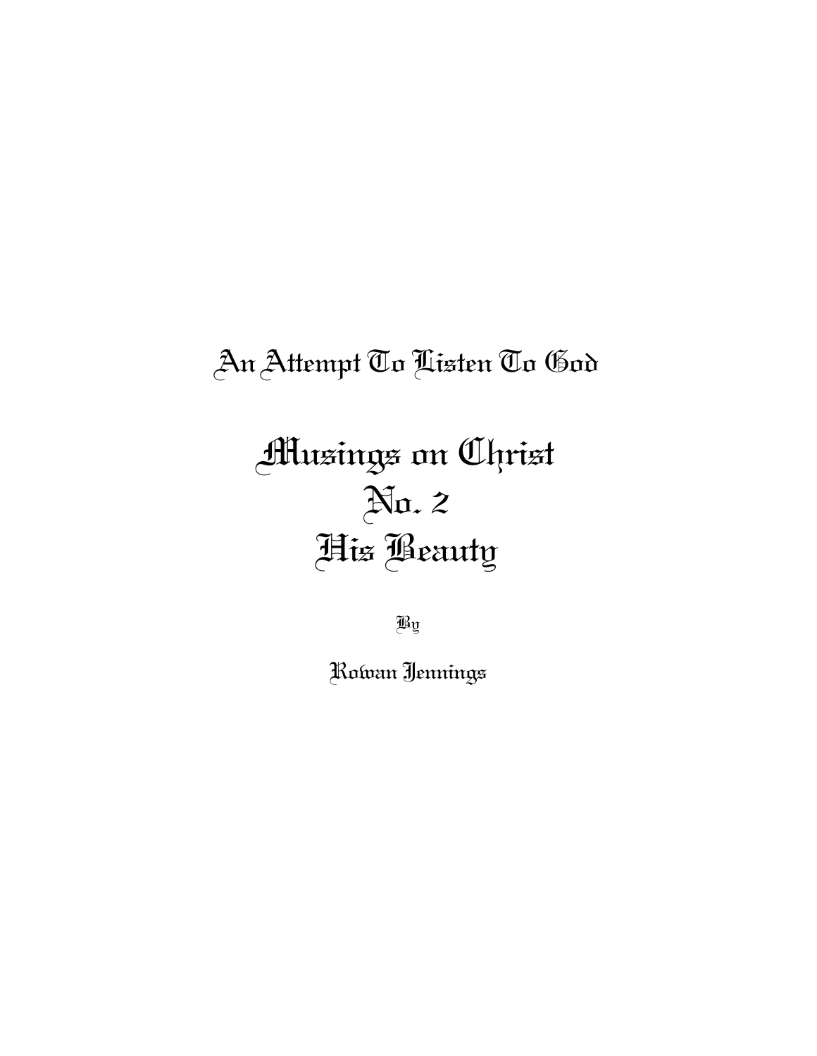## An Attempt To Listen To God

# Musings on Christ
# No. 2
# His Beauty

By

Rowan Jennings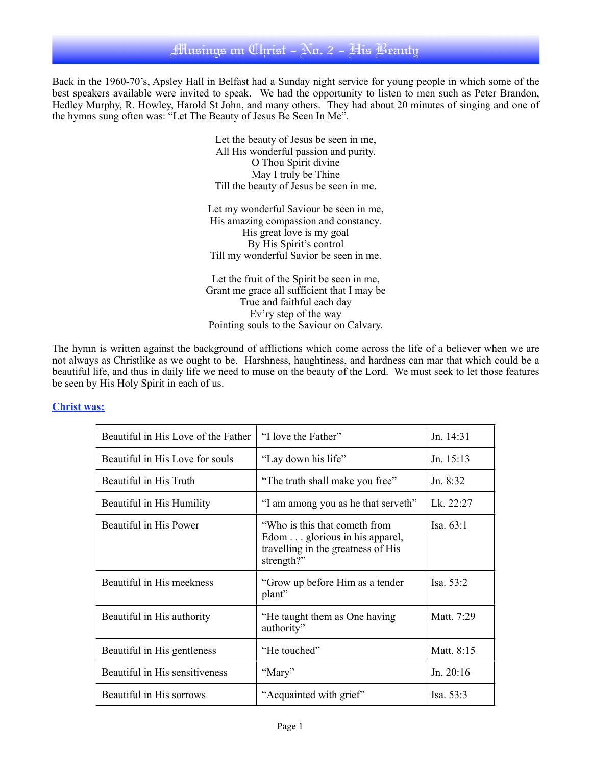# Musings on Christ - No. 2 - His Beauty

Back in the 1960-70's, Apsley Hall in Belfast had a Sunday night service for young people in which some of the best speakers available were invited to speak. We had the opportunity to listen to men such as Peter Brandon, Hedley Murphy, R. Howley, Harold St John, and many others. They had about 20 minutes of singing and one of the hymns sung often was: "Let The Beauty of Jesus Be Seen In Me".

Let the beauty of Jesus be seen in me,
All His wonderful passion and purity.
O Thou Spirit divine
May I truly be Thine
Till the beauty of Jesus be seen in me.

Let my wonderful Saviour be seen in me,
His amazing compassion and constancy.
His great love is my goal
By His Spirit's control
Till my wonderful Savior be seen in me.

Let the fruit of the Spirit be seen in me,
Grant me grace all sufficient that I may be
True and faithful each day
Ev'ry step of the way
Pointing souls to the Saviour on Calvary.

The hymn is written against the background of afflictions which come across the life of a believer when we are not always as Christlike as we ought to be. Harshness, haughtiness, and hardness can mar that which could be a beautiful life, and thus in daily life we need to muse on the beauty of the Lord. We must seek to let those features be seen by His Holy Spirit in each of us.

**Christ was:**

| | | |
|---|---|---|
| Beautiful in His Love of the Father | "I love the Father" | Jn. 14:31 |
| Beautiful in His Love for souls | "Lay down his life" | Jn. 15:13 |
| Beautiful in His Truth | "The truth shall make you free" | Jn. 8:32 |
| Beautiful in His Humility | "I am among you as he that serveth" | Lk. 22:27 |
| Beautiful in His Power | "Who is this that cometh from Edom . . . glorious in his apparel, travelling in the greatness of His strength?" | Isa. 63:1 |
| Beautiful in His meekness | "Grow up before Him as a tender plant" | Isa. 53:2 |
| Beautiful in His authority | "He taught them as One having authority" | Matt. 7:29 |
| Beautiful in His gentleness | "He touched" | Matt. 8:15 |
| Beautiful in His sensitiveness | "Mary" | Jn. 20:16 |
| Beautiful in His sorrows | "Acquainted with grief" | Isa. 53:3 |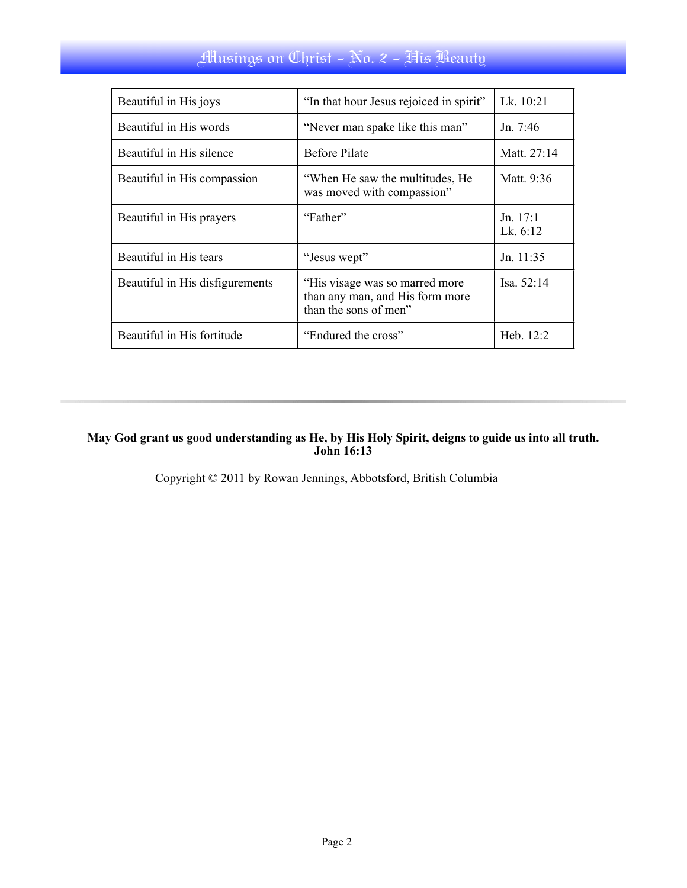| | | |
|---|---|---|
| Beautiful in His joys | "In that hour Jesus rejoiced in spirit" | Lk. 10:21 |
| Beautiful in His words | "Never man spake like this man" | Jn. 7:46 |
| Beautiful in His silence | Before Pilate | Matt. 27:14 |
| Beautiful in His compassion | "When He saw the multitudes, He was moved with compassion" | Matt. 9:36 |
| Beautiful in His prayers | "Father" | Jn. 17:1<br>Lk. 6:12 |
| Beautiful in His tears | "Jesus wept" | Jn. 11:35 |
| Beautiful in His disfigurements | "His visage was so marred more than any man, and His form more than the sons of men" | Isa. 52:14 |
| Beautiful in His fortitude | "Endured the cross" | Heb. 12:2 |

---

**May God grant us good understanding as He, by His Holy Spirit, deigns to guide us into all truth. John 16:13**

Copyright © 2011 by Rowan Jennings, Abbotsford, British Columbia